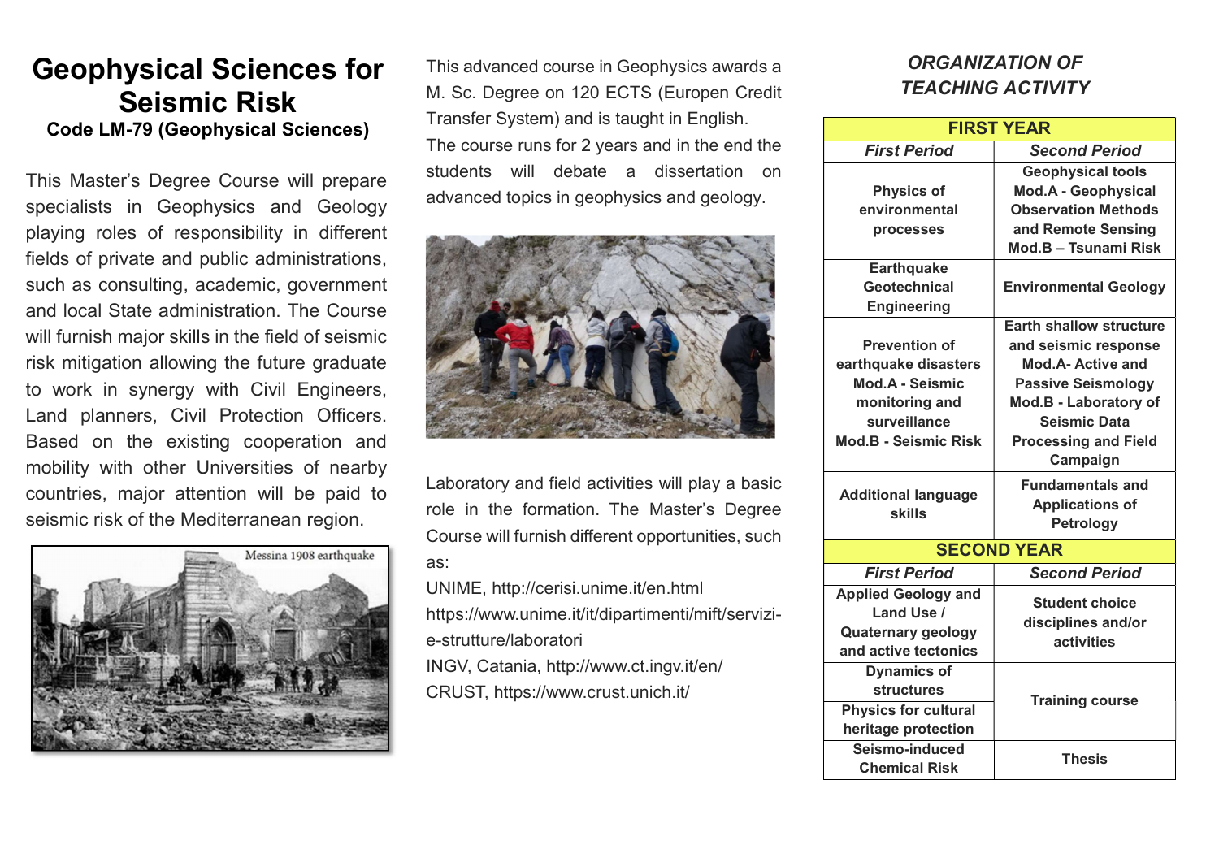# Geophysical Sciences for Seismic Risk

**Code LM-79 (Geophysical Sciences)**

This Master's Degree Course will prepare specialists in Geophysics and Geology playing roles of responsibility in different fields of private and public administrations, such as consulting, academic, government and local State administration. The Course will furnish major skills in the field of seismic risk mitigation allowing the future graduate to work in synergy with Civil Engineers, Land planners, Civil Protection Officers. Based on the existing cooperation and mobility with other Universities of nearby countries, major attention will be paid to seismic risk of the Mediterranean region.

Messina 1908 earthquake

This advanced course in Geophysics awards a M. Sc. Degree on 120 ECTS (Europen Credit Transfer System) and is taught in English. The course runs for 2 years and in the end the students will debate a dissertation on advanced topics in geophysics and geology.

Laboratory and field activities will play a basic role in the formation. The Master's Degree Course will furnish different opportunities, such as:

UNIME, http://cerisi.unime.it/en.html
https://www.unime.it/it/dipartimenti/mift/servizi-e-strutture/laboratori
INGV, Catania, http://www.ct.ingv.it/en/
CRUST, https://www.crust.unich.it/

## *ORGANIZATION OF TEACHING ACTIVITY*

| **FIRST YEAR** | |
|---|---|
| ***First Period*** | ***Second Period*** |
| **Physics of environmental processes** | **Geophysical tools Mod.A - Geophysical Observation Methods and Remote Sensing Mod.B – Tsunami Risk** |
| **Earthquake Geotechnical Engineering** | **Environmental Geology** |
| **Prevention of earthquake disasters Mod.A - Seismic monitoring and surveillance Mod.B - Seismic Risk** | **Earth shallow structure and seismic response Mod.A- Active and Passive Seismology Mod.B - Laboratory of Seismic Data Processing and Field Campaign** |
| **Additional language skills** | **Fundamentals and Applications of Petrology** |
| **SECOND YEAR** | |
| ***First Period*** | ***Second Period*** |
| **Applied Geology and Land Use / Quaternary geology and active tectonics** | **Student choice disciplines and/or activities** |
| **Dynamics of structures** | **Training course** |
| **Physics for cultural heritage protection** | |
| **Seismo-induced Chemical Risk** | **Thesis** |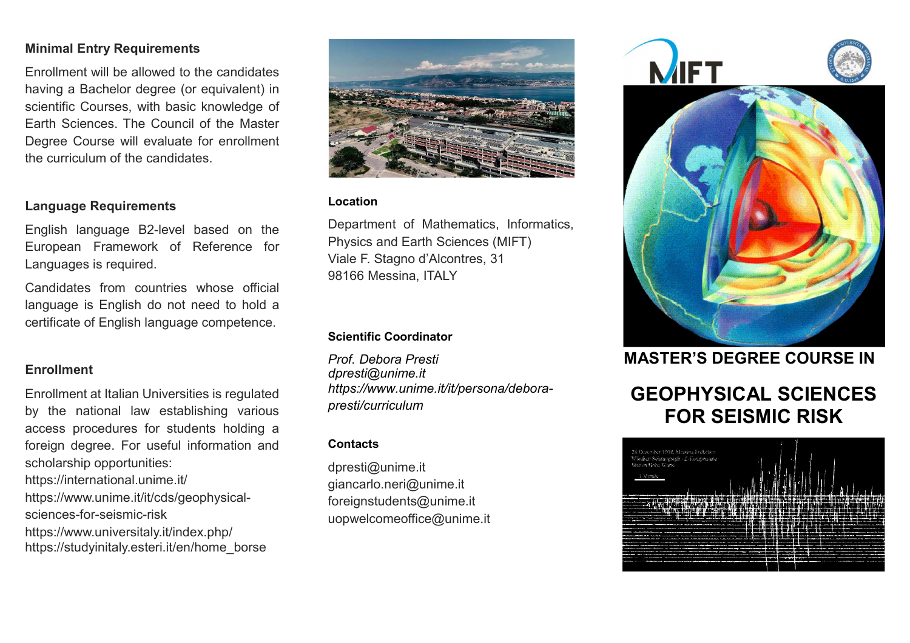## Minimal Entry Requirements

Enrollment will be allowed to the candidates having a Bachelor degree (or equivalent) in scientific Courses, with basic knowledge of Earth Sciences. The Council of the Master Degree Course will evaluate for enrollment the curriculum of the candidates.

## Language Requirements

English language B2-level based on the European Framework of Reference for Languages is required.

Candidates from countries whose official language is English do not need to hold a certificate of English language competence.

## Enrollment

Enrollment at Italian Universities is regulated by the national law establishing various access procedures for students holding a foreign degree. For useful information and scholarship opportunities:
https://international.unime.it/
https://www.unime.it/it/cds/geophysical-sciences-for-seismic-risk
https://www.universitaly.it/index.php/
https://studyinitaly.esteri.it/en/home_borse

## Location

Department of Mathematics, Informatics, Physics and Earth Sciences (MIFT)
Viale F. Stagno d'Alcontres, 31
98166 Messina, ITALY

## Scientific Coordinator

*Prof. Debora Presti*
*dpresti@unime.it*
*https://www.unime.it/it/persona/debora-presti/curriculum*

## Contacts

dpresti@unime.it
giancarlo.neri@unime.it
foreignstudents@unime.it
uopwelcomeoffice@unime.it

MIFT

# MASTER'S DEGREE COURSE IN

# GEOPHYSICAL SCIENCES FOR SEISMIC RISK